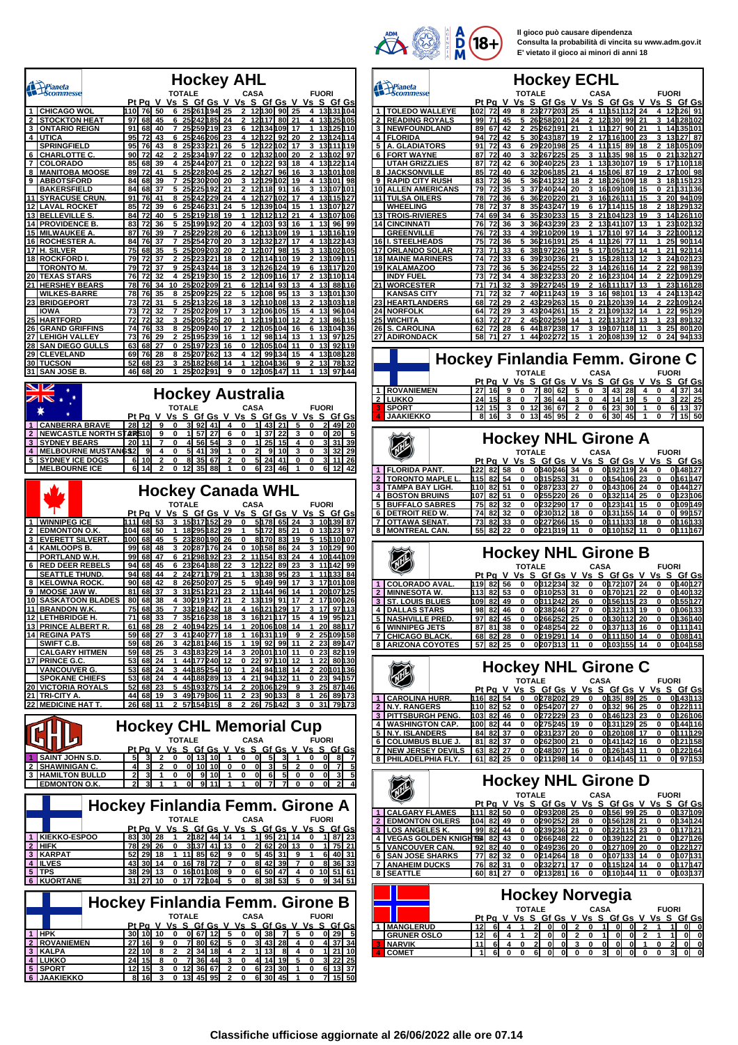Il gioco può causare dipendenza
Consulta la probabilità di vincita su www.adm.gov.it
E' vietato il gioco ai minori di anni 18

## Hockey AHL

| | | TOTALE | | | | | | | CASA | | | | | FUORI | | | | |
|---|---|---|---|---|---|---|---|---|---|---|---|---|---|---|---|---|---|---|
| | | Pt | Pg | V | Vs | S | Gf | Gs | V | Vs | S | Gf | Gs | V | Vs | S | Gf | Gs |
| 1 | CHICAGO WOL | 110 | 76 | 50 | 6 | 25 | 261 | 194 | 25 | 2 | 12 | 130 | 90 | 25 | 4 | 13 | 131 | 104 |
| 2 | STOCKTON HEAT | 97 | 68 | 45 | 6 | 25 | 242 | 185 | 24 | 2 | 12 | 117 | 80 | 21 | 4 | 13 | 125 | 105 |
| 3 | ONTARIO REIGN | 91 | 68 | 40 | 7 | 25 | 259 | 219 | 23 | 6 | 12 | 134 | 109 | 17 | 1 | 13 | 125 | 110 |
| 4 | UTICA | 95 | 72 | 43 | 6 | 25 | 246 | 206 | 23 | 4 | 12 | 122 | 92 | 20 | 2 | 13 | 124 | 114 |
| | SPRINGFIELD | 95 | 76 | 43 | 8 | 25 | 233 | 221 | 26 | 5 | 12 | 122 | 102 | 17 | 3 | 13 | 111 | 119 |
| 6 | CHARLOTTE C. | 90 | 72 | 42 | 6 | 25 | 234 | 197 | 22 | 6 | 12 | 132 | 100 | 20 | 0 | 13 | 102 | 97 |
| 7 | COLORADO | 85 | 68 | 39 | 4 | 25 | 244 | 207 | 21 | 0 | 12 | 122 | 93 | 18 | 4 | 13 | 122 | 114 |
| 8 | MANITOBA MOOSE | 89 | 72 | 41 | 5 | 25 | 228 | 204 | 25 | 2 | 12 | 127 | 96 | 16 | 3 | 13 | 101 | 108 |
| 9 | ABBOTSFORD | 84 | 68 | 39 | 7 | 25 | 230 | 200 | 20 | 3 | 12 | 129 | 102 | 19 | 4 | 13 | 101 | 98 |
| | BAKERSFIELD | 84 | 68 | 37 | 5 | 25 | 225 | 192 | 21 | 2 | 12 | 118 | 91 | 16 | 3 | 13 | 107 | 101 |
| 11 | SYRACUSE CRUN. | 91 | 76 | 41 | 8 | 25 | 242 | 229 | 24 | 4 | 12 | 127 | 102 | 17 | 4 | 13 | 115 | 127 |
| 12 | LAVAL ROCKET | 85 | 72 | 39 | 6 | 25 | 246 | 231 | 24 | 5 | 12 | 139 | 104 | 15 | 1 | 13 | 107 | 127 |
| 13 | BELLEVILLE S. | 84 | 72 | 40 | 5 | 25 | 219 | 218 | 19 | 1 | 12 | 112 | 112 | 21 | 4 | 13 | 107 | 106 |
| 14 | PROVIDENCE B. | 83 | 72 | 36 | 5 | 25 | 199 | 192 | 20 | 4 | 12 | 103 | 93 | 16 | 1 | 13 | 96 | 99 |
| 15 | MILWAUKEE A. | 87 | 76 | 39 | 7 | 25 | 229 | 228 | 20 | 6 | 12 | 113 | 109 | 19 | 1 | 13 | 116 | 119 |
| 16 | ROCHESTER A. | 84 | 76 | 37 | 7 | 25 | 254 | 270 | 20 | 3 | 12 | 132 | 127 | 17 | 4 | 13 | 122 | 143 |
| 17 | H. SILVER | 75 | 68 | 35 | 5 | 25 | 209 | 203 | 20 | 2 | 12 | 107 | 98 | 15 | 3 | 13 | 102 | 105 |
| 18 | ROCKFORD I. | 79 | 72 | 37 | 2 | 25 | 223 | 221 | 18 | 0 | 12 | 114 | 110 | 19 | 2 | 13 | 109 | 111 |
| | TORONTO M. | 79 | 72 | 37 | 9 | 25 | 243 | 244 | 18 | 3 | 12 | 126 | 124 | 19 | 6 | 13 | 117 | 120 |
| 20 | TEXAS STARS | 76 | 72 | 32 | 4 | 25 | 219 | 230 | 15 | 2 | 12 | 109 | 116 | 17 | 2 | 13 | 110 | 114 |
| 21 | HERSHEY BEARS | 78 | 76 | 34 | 10 | 25 | 202 | 209 | 21 | 6 | 12 | 114 | 93 | 13 | 4 | 13 | 88 | 116 |
| | WILKES-BARRE | 78 | 76 | 35 | 8 | 25 | 209 | 225 | 22 | 5 | 12 | 108 | 95 | 13 | 3 | 13 | 101 | 130 |
| 23 | BRIDGEPORT | 73 | 72 | 31 | 5 | 25 | 213 | 226 | 18 | 3 | 12 | 110 | 108 | 13 | 2 | 13 | 103 | 118 |
| | IOWA | 73 | 72 | 32 | 7 | 25 | 202 | 209 | 17 | 3 | 12 | 106 | 105 | 15 | 4 | 13 | 96 | 104 |
| 25 | HARTFORD | 72 | 72 | 32 | 3 | 25 | 205 | 225 | 20 | 1 | 12 | 119 | 110 | 12 | 2 | 13 | 86 | 115 |
| 26 | GRAND GRIFFINS | 74 | 76 | 33 | 8 | 25 | 209 | 240 | 17 | 2 | 12 | 105 | 104 | 16 | 6 | 13 | 104 | 136 |
| 27 | LEHIGH VALLEY | 73 | 76 | 29 | 2 | 25 | 195 | 239 | 16 | 1 | 12 | 98 | 114 | 13 | 1 | 13 | 97 | 125 |
| 28 | SAN DIEGO GULLS | 63 | 68 | 27 | 0 | 25 | 197 | 223 | 16 | 0 | 12 | 105 | 104 | 11 | 0 | 13 | 92 | 119 |
| 29 | CLEVELAND | 69 | 76 | 28 | 8 | 25 | 207 | 262 | 13 | 4 | 12 | 99 | 134 | 15 | 4 | 13 | 108 | 128 |
| 30 | TUCSON | 52 | 68 | 23 | 3 | 25 | 182 | 268 | 14 | 1 | 12 | 104 | 136 | 9 | 2 | 13 | 78 | 132 |
| 31 | SAN JOSE B. | 46 | 68 | 20 | 1 | 25 | 202 | 291 | 9 | 0 | 12 | 105 | 147 | 11 | 1 | 13 | 97 | 144 |

## Hockey Australia

| | | TOTALE | | | | | | | CASA | | | | | FUORI | | | | |
|---|---|---|---|---|---|---|---|---|---|---|---|---|---|---|---|---|---|---|
| | | Pt | Pg | V | Vs | S | Gf | Gs | V | Vs | S | Gf | Gs | V | Vs | S | Gf | Gs |
| 1 | CANBERRA BRAVE | 28 | 12 | 9 | 0 | 3 | 92 | 41 | 4 | 0 | 1 | 43 | 21 | 5 | 0 | 2 | 49 | 20 |
| 2 | NEWCASTLE NORTH STARS | 28 | 10 | 9 | 0 | 1 | 57 | 27 | 6 | 0 | 1 | 37 | 22 | 3 | 0 | 0 | 20 | 5 |
| 3 | SYDNEY BEARS | 20 | 11 | 7 | 0 | 4 | 56 | 54 | 3 | 0 | 1 | 25 | 15 | 4 | 0 | 3 | 31 | 39 |
| 4 | MELBOURNE MUSTANGS | 12 | 9 | 4 | 0 | 5 | 41 | 39 | 1 | 0 | 2 | 9 | 10 | 3 | 0 | 3 | 32 | 29 |
| 5 | SYDNEY ICE DOGS | 6 | 10 | 2 | 0 | 8 | 35 | 67 | 2 | 0 | 5 | 24 | 41 | 0 | 0 | 3 | 11 | 26 |
| | MELBOURNE ICE | 6 | 14 | 2 | 0 | 12 | 35 | 88 | 1 | 0 | 6 | 23 | 46 | 1 | 0 | 6 | 12 | 42 |

## Hockey Canada WHL

| | | TOTALE | | | | | | | CASA | | | | | FUORI | | | | |
|---|---|---|---|---|---|---|---|---|---|---|---|---|---|---|---|---|---|---|
| | | Pt | Pg | V | Vs | S | Gf | Gs | V | Vs | S | Gf | Gs | V | Vs | S | Gf | Gs |
| 1 | WINNIPEG ICE | 111 | 68 | 53 | 3 | 15 | 317 | 152 | 29 | 0 | 5 | 178 | 65 | 24 | 3 | 10 | 139 | 87 |
| 2 | EDMONTON O.K. | 104 | 68 | 50 | 1 | 18 | 295 | 182 | 29 | 1 | 5 | 172 | 85 | 21 | 0 | 13 | 123 | 97 |
| 3 | EVERETT SILVERT. | 100 | 68 | 45 | 5 | 23 | 280 | 190 | 26 | 0 | 8 | 170 | 83 | 19 | 5 | 15 | 110 | 107 |
| 4 | KAMLOOPS B. | 99 | 68 | 48 | 3 | 20 | 287 | 176 | 24 | 0 | 10 | 158 | 86 | 24 | 3 | 10 | 129 | 90 |
| | PORTLAND W.H. | 99 | 68 | 47 | 6 | 21 | 298 | 192 | 23 | 2 | 11 | 154 | 83 | 24 | 4 | 10 | 144 | 109 |
| 6 | RED DEER REBELS | 94 | 68 | 45 | 6 | 23 | 264 | 188 | 22 | 3 | 12 | 122 | 89 | 23 | 3 | 11 | 142 | 99 |
| | SEATTLE THUND. | 94 | 68 | 44 | 2 | 24 | 271 | 179 | 21 | 1 | 13 | 138 | 95 | 23 | 1 | 11 | 133 | 84 |
| 8 | KELOWNA ROCK. | 90 | 68 | 42 | 8 | 26 | 250 | 207 | 25 | 5 | 9 | 149 | 99 | 17 | 3 | 17 | 101 | 108 |
| 9 | MOOSE JAW W. | 81 | 68 | 37 | 3 | 31 | 251 | 221 | 23 | 2 | 11 | 144 | 96 | 14 | 1 | 20 | 107 | 125 |
| 10 | SASKATOON BLADES | 80 | 68 | 38 | 4 | 30 | 219 | 217 | 21 | 2 | 13 | 119 | 91 | 17 | 2 | 17 | 100 | 126 |
| 11 | BRANDON W.K. | 75 | 68 | 35 | 7 | 33 | 218 | 242 | 18 | 4 | 16 | 121 | 129 | 17 | 3 | 17 | 97 | 113 |
| 12 | LETHBRIDGE H. | 71 | 68 | 33 | 7 | 35 | 216 | 238 | 18 | 3 | 16 | 121 | 117 | 15 | 4 | 19 | 95 | 121 |
| 13 | PRINCE ALBERT R. | 61 | 68 | 28 | 2 | 40 | 194 | 225 | 14 | 1 | 20 | 106 | 108 | 14 | 1 | 20 | 88 | 117 |
| 14 | REGINA PATS | 59 | 68 | 27 | 3 | 41 | 207 | 248 | 18 | 1 | 16 | 131 | 119 | 9 | 2 | 25 | 109 | 158 |
| | SWIFT C.B. | 59 | 68 | 26 | 3 | 42 | 181 | 246 | 15 | 1 | 19 | 92 | 99 | 11 | 2 | 23 | 89 | 147 |
| | CALGARY HITMEN | 59 | 68 | 25 | 3 | 43 | 183 | 229 | 14 | 3 | 20 | 101 | 110 | 11 | 0 | 23 | 82 | 119 |
| 17 | PRINCE G.C. | 53 | 68 | 24 | 1 | 44 | 177 | 240 | 12 | 0 | 22 | 97 | 110 | 12 | 1 | 22 | 80 | 130 |
| | VANCOUVER G. | 53 | 68 | 24 | 3 | 44 | 185 | 254 | 10 | 1 | 24 | 84 | 118 | 14 | 2 | 20 | 101 | 136 |
| | SPOKANE CHIEFS | 53 | 68 | 24 | 4 | 44 | 188 | 289 | 13 | 4 | 21 | 94 | 132 | 11 | 0 | 23 | 94 | 157 |
| 20 | VICTORIA ROYALS | 52 | 68 | 23 | 5 | 45 | 193 | 275 | 14 | 2 | 20 | 106 | 129 | 9 | 3 | 25 | 87 | 146 |
| 21 | TRI-CITY A. | 44 | 68 | 19 | 3 | 49 | 179 | 306 | 11 | 2 | 23 | 90 | 133 | 8 | 1 | 26 | 89 | 173 |
| 22 | MEDICINE HAT T. | 26 | 68 | 11 | 2 | 57 | 154 | 315 | 8 | 2 | 26 | 75 | 142 | 3 | 0 | 31 | 79 | 173 |

## Hockey CHL Memorial Cup

| | | TOTALE | | | | | | | CASA | | | | | FUORI | | | | |
|---|---|---|---|---|---|---|---|---|---|---|---|---|---|---|---|---|---|---|
| | | Pt | Pg | V | Vs | S | Gf | Gs | V | Vs | S | Gf | Gs | V | Vs | S | Gf | Gs |
| 1 | SAINT JOHN S.D. | 5 | 3 | 2 | 0 | 0 | 13 | 10 | 1 | 0 | 0 | 5 | 3 | 1 | 0 | 0 | 8 | 7 |
| 2 | SHAWINIGAN C. | 4 | 3 | 2 | 0 | 0 | 10 | 10 | 0 | 0 | 0 | 3 | 5 | 2 | 0 | 0 | 7 | 5 |
| 3 | HAMILTON BULLD | 2 | 3 | 1 | 0 | 0 | 9 | 10 | 1 | 0 | 0 | 6 | 5 | 0 | 0 | 0 | 3 | 5 |
| | EDMONTON O.K. | 2 | 3 | 1 | 1 | 0 | 9 | 11 | 1 | 1 | 0 | 7 | 7 | 0 | 0 | 0 | 2 | 4 |

## Hockey Finlandia Femm. Girone A

| | | TOTALE | | | | | | | CASA | | | | | FUORI | | | | |
|---|---|---|---|---|---|---|---|---|---|---|---|---|---|---|---|---|---|---|
| | | Pt | Pg | V | Vs | S | Gf | Gs | V | Vs | S | Gf | Gs | V | Vs | S | Gf | Gs |
| 1 | KIEKKO-ESPOO | 83 | 30 | 28 | 1 | 2 | 182 | 44 | 14 | 1 | 1 | 95 | 21 | 14 | 0 | 1 | 87 | 23 |
| 2 | HIFK | 78 | 29 | 26 | 0 | 3 | 137 | 41 | 13 | 0 | 2 | 62 | 20 | 13 | 0 | 1 | 75 | 21 |
| 3 | KARPAT | 52 | 29 | 18 | 1 | 11 | 85 | 62 | 9 | 0 | 5 | 45 | 31 | 9 | 1 | 6 | 40 | 31 |
| 4 | ILVES | 43 | 30 | 14 | 0 | 16 | 78 | 72 | 7 | 0 | 8 | 42 | 39 | 7 | 0 | 8 | 36 | 33 |
| 5 | TPS | 38 | 29 | 13 | 0 | 16 | 101 | 108 | 9 | 0 | 6 | 50 | 47 | 4 | 0 | 10 | 51 | 61 |
| 6 | KUORTANE | 31 | 27 | 10 | 0 | 17 | 72 | 104 | 5 | 0 | 8 | 38 | 53 | 5 | 0 | 9 | 34 | 51 |

## Hockey Finlandia Femm. Girone B

| | | TOTALE | | | | | | | CASA | | | | | FUORI | | | | |
|---|---|---|---|---|---|---|---|---|---|---|---|---|---|---|---|---|---|---|
| | | Pt | Pg | V | Vs | S | Gf | Gs | V | Vs | S | Gf | Gs | V | Vs | S | Gf | Gs |
| 1 | HPK | 30 | 10 | 10 | 0 | 0 | 67 | 12 | 5 | 0 | 0 | 38 | 7 | 5 | 0 | 0 | 29 | 5 |
| 2 | ROVANIEMEN | 27 | 16 | 9 | 0 | 7 | 80 | 62 | 5 | 0 | 3 | 43 | 28 | 4 | 0 | 4 | 37 | 34 |
| 3 | KALPA | 22 | 10 | 8 | 2 | 2 | 34 | 18 | 4 | 2 | 1 | 13 | 8 | 4 | 0 | 1 | 21 | 10 |
| 4 | LUKKO | 24 | 15 | 8 | 0 | 7 | 36 | 44 | 3 | 0 | 4 | 14 | 19 | 5 | 0 | 3 | 22 | 25 |
| 5 | SPORT | 12 | 15 | 3 | 0 | 12 | 36 | 67 | 2 | 0 | 6 | 23 | 30 | 1 | 0 | 6 | 13 | 37 |
| 6 | JAAKIEKKO | 8 | 16 | 3 | 0 | 13 | 45 | 95 | 2 | 0 | 6 | 30 | 45 | 1 | 0 | 7 | 15 | 50 |

## Hockey ECHL

| | | TOTALE | | | | | | | CASA | | | | | FUORI | | | | |
|---|---|---|---|---|---|---|---|---|---|---|---|---|---|---|---|---|---|---|
| | | Pt | Pg | V | Vs | S | Gf | Gs | V | Vs | S | Gf | Gs | V | Vs | S | Gf | Gs |
| 1 | TOLEDO WALLEYE | 102 | 72 | 49 | 8 | 23 | 277 | 203 | 25 | 4 | 11 | 151 | 112 | 24 | 4 | 12 | 126 | 91 |
| 2 | READING ROYALS | 99 | 71 | 45 | 5 | 26 | 258 | 201 | 24 | 2 | 12 | 130 | 99 | 21 | 3 | 14 | 128 | 102 |
| 3 | NEWFOUNDLAND | 89 | 67 | 42 | 2 | 25 | 262 | 191 | 21 | 1 | 11 | 127 | 90 | 21 | 1 | 14 | 135 | 101 |
| 4 | FLORIDA | 94 | 72 | 42 | 5 | 30 | 243 | 187 | 19 | 2 | 17 | 116 | 100 | 23 | 3 | 13 | 127 | 87 |
| 5 | A. GLADIATORS | 91 | 72 | 43 | 6 | 29 | 220 | 198 | 25 | 4 | 11 | 115 | 89 | 18 | 2 | 18 | 105 | 109 |
| 6 | FORT WAYNE | 87 | 72 | 40 | 3 | 32 | 267 | 225 | 25 | 3 | 11 | 135 | 98 | 15 | 0 | 21 | 132 | 127 |
| | UTAH GRIZZLIES | 87 | 72 | 42 | 6 | 30 | 240 | 225 | 23 | 1 | 13 | 130 | 107 | 19 | 5 | 17 | 110 | 118 |
| 8 | JACKSONVILLE | 85 | 72 | 40 | 6 | 32 | 206 | 185 | 21 | 4 | 15 | 106 | 87 | 19 | 2 | 17 | 100 | 98 |
| 9 | RAPID CITY RUSH | 83 | 72 | 36 | 5 | 36 | 241 | 232 | 18 | 2 | 18 | 126 | 109 | 18 | 3 | 18 | 115 | 123 |
| 10 | ALLEN AMERICANS | 79 | 72 | 35 | 3 | 37 | 240 | 244 | 20 | 3 | 16 | 109 | 108 | 15 | 0 | 21 | 131 | 136 |
| 11 | TULSA OILERS | 78 | 72 | 36 | 6 | 36 | 220 | 220 | 21 | 3 | 16 | 126 | 111 | 15 | 3 | 20 | 94 | 109 |
| | WHEELING | 78 | 72 | 37 | 8 | 35 | 243 | 247 | 19 | 6 | 17 | 114 | 115 | 18 | 2 | 18 | 129 | 132 |
| 13 | TROIS-RIVIERES | 74 | 69 | 34 | 6 | 35 | 230 | 233 | 15 | 3 | 21 | 104 | 123 | 19 | 3 | 14 | 126 | 110 |
| 14 | CINCINNATI | 76 | 72 | 36 | 3 | 36 | 243 | 239 | 23 | 2 | 13 | 141 | 107 | 13 | 1 | 23 | 102 | 132 |
| | GREENVILLE | 76 | 72 | 33 | 4 | 39 | 210 | 209 | 19 | 1 | 17 | 110 | 97 | 14 | 3 | 22 | 100 | 112 |
| 16 | I. STEELHEADS | 75 | 72 | 36 | 5 | 36 | 216 | 191 | 25 | 4 | 11 | 126 | 77 | 11 | 1 | 25 | 90 | 114 |
| 17 | ORLANDO SOLAR | 73 | 71 | 33 | 6 | 38 | 197 | 226 | 19 | 5 | 17 | 105 | 112 | 14 | 1 | 21 | 92 | 114 |
| 18 | MAINE MARINERS | 74 | 72 | 33 | 6 | 39 | 230 | 236 | 21 | 3 | 15 | 128 | 113 | 12 | 3 | 24 | 102 | 123 |
| 19 | KALAMAZOO | 73 | 72 | 36 | 5 | 36 | 224 | 255 | 22 | 3 | 14 | 126 | 116 | 14 | 2 | 22 | 98 | 139 |
| | INDY FUEL | 73 | 72 | 34 | 4 | 38 | 232 | 233 | 20 | 2 | 16 | 123 | 104 | 14 | 2 | 22 | 109 | 129 |
| 21 | WORCESTER | 71 | 71 | 32 | 3 | 39 | 227 | 245 | 19 | 2 | 16 | 111 | 117 | 13 | 1 | 23 | 116 | 128 |
| | KANSAS CITY | 71 | 72 | 32 | 7 | 40 | 211 | 243 | 19 | 3 | 16 | 98 | 101 | 13 | 4 | 24 | 113 | 142 |
| 23 | HEARTLANDERS | 68 | 72 | 29 | 2 | 43 | 229 | 263 | 15 | 0 | 21 | 120 | 139 | 14 | 2 | 22 | 109 | 124 |
| 24 | NORFOLK | 64 | 72 | 29 | 3 | 43 | 204 | 261 | 15 | 2 | 21 | 109 | 132 | 14 | 1 | 22 | 95 | 129 |
| 25 | WICHITA | 63 | 72 | 27 | 2 | 45 | 202 | 259 | 14 | 1 | 22 | 113 | 127 | 13 | 1 | 23 | 89 | 132 |
| 26 | S. CAROLINA | 62 | 72 | 28 | 6 | 44 | 187 | 238 | 17 | 3 | 19 | 107 | 118 | 11 | 3 | 25 | 80 | 120 |
| 27 | ADIRONDACK | 58 | 71 | 27 | 1 | 44 | 202 | 272 | 15 | 1 | 20 | 108 | 139 | 12 | 0 | 24 | 94 | 133 |

## Hockey Finlandia Femm. Girone C

| | | TOTALE | | | | | | | CASA | | | | | FUORI | | | | |
|---|---|---|---|---|---|---|---|---|---|---|---|---|---|---|---|---|---|---|
| | | Pt | Pg | V | Vs | S | Gf | Gs | V | Vs | S | Gf | Gs | V | Vs | S | Gf | Gs |
| 1 | ROVANIEMEN | 27 | 16 | 9 | 0 | 7 | 80 | 62 | 5 | 0 | 3 | 43 | 28 | 4 | 0 | 4 | 37 | 34 |
| 2 | LUKKO | 24 | 15 | 8 | 0 | 7 | 36 | 44 | 3 | 0 | 4 | 14 | 19 | 5 | 0 | 3 | 22 | 25 |
| 3 | SPORT | 12 | 15 | 3 | 0 | 12 | 36 | 67 | 2 | 0 | 6 | 23 | 30 | 1 | 0 | 6 | 13 | 37 |
| 4 | JAAKIEKKO | 8 | 16 | 3 | 0 | 13 | 45 | 95 | 2 | 0 | 6 | 30 | 45 | 1 | 0 | 7 | 15 | 50 |

## Hockey NHL Girone A

| | | TOTALE | | | | | | | CASA | | | | | FUORI | | | | |
|---|---|---|---|---|---|---|---|---|---|---|---|---|---|---|---|---|---|---|
| | | Pt | Pg | V | Vs | S | Gf | Gs | V | Vs | S | Gf | Gs | V | Vs | S | Gf | Gs |
| 1 | FLORIDA PANT. | 122 | 82 | 58 | 0 | 0 | 340 | 246 | 34 | 0 | 0 | 192 | 119 | 24 | 0 | 0 | 148 | 127 |
| 2 | TORONTO MAPLE L. | 115 | 82 | 54 | 0 | 0 | 315 | 253 | 31 | 0 | 0 | 154 | 106 | 23 | 0 | 0 | 161 | 147 |
| 3 | TAMPA BAY LIGH. | 110 | 82 | 51 | 0 | 0 | 287 | 233 | 27 | 0 | 0 | 143 | 106 | 24 | 0 | 0 | 144 | 127 |
| 4 | BOSTON BRUINS | 107 | 82 | 51 | 0 | 0 | 255 | 220 | 26 | 0 | 0 | 132 | 114 | 25 | 0 | 0 | 123 | 106 |
| 5 | BUFFALO SABRES | 75 | 82 | 32 | 0 | 0 | 232 | 290 | 17 | 0 | 0 | 123 | 141 | 15 | 0 | 0 | 109 | 149 |
| 6 | DETROIT RED W. | 74 | 82 | 32 | 0 | 0 | 230 | 312 | 18 | 0 | 0 | 131 | 155 | 14 | 0 | 0 | 99 | 157 |
| 7 | OTTAWA SENAT. | 73 | 82 | 33 | 0 | 0 | 227 | 266 | 15 | 0 | 0 | 111 | 133 | 18 | 0 | 0 | 116 | 133 |
| 8 | MONTREAL CAN. | 55 | 82 | 22 | 0 | 0 | 221 | 319 | 11 | 0 | 0 | 110 | 152 | 11 | 0 | 0 | 111 | 167 |

## Hockey NHL Girone B

| | | TOTALE | | | | | | | CASA | | | | | FUORI | | | | |
|---|---|---|---|---|---|---|---|---|---|---|---|---|---|---|---|---|---|---|
| | | Pt | Pg | V | Vs | S | Gf | Gs | V | Vs | S | Gf | Gs | V | Vs | S | Gf | Gs |
| 1 | COLORADO AVAL. | 119 | 82 | 56 | 0 | 0 | 312 | 234 | 32 | 0 | 0 | 172 | 107 | 24 | 0 | 0 | 140 | 127 |
| 2 | MINNESOTA W. | 113 | 82 | 53 | 0 | 0 | 310 | 253 | 31 | 0 | 0 | 170 | 121 | 22 | 0 | 0 | 140 | 132 |
| 3 | ST. LOUIS BLUES | 109 | 82 | 49 | 0 | 0 | 311 | 242 | 26 | 0 | 0 | 156 | 115 | 23 | 0 | 0 | 155 | 127 |
| 4 | DALLAS STARS | 98 | 82 | 46 | 0 | 0 | 238 | 246 | 27 | 0 | 0 | 132 | 113 | 19 | 0 | 0 | 106 | 133 |
| 5 | NASHVILLE PRED. | 97 | 82 | 45 | 0 | 0 | 266 | 252 | 25 | 0 | 0 | 130 | 112 | 20 | 0 | 0 | 136 | 140 |
| 6 | WINNIPEG JETS | 87 | 81 | 38 | 0 | 0 | 248 | 254 | 22 | 0 | 0 | 137 | 113 | 16 | 0 | 0 | 111 | 141 |
| 7 | CHICAGO BLACK. | 68 | 82 | 28 | 0 | 0 | 219 | 291 | 14 | 0 | 0 | 111 | 150 | 14 | 0 | 0 | 108 | 141 |
| 8 | ARIZONA COYOTES | 57 | 82 | 25 | 0 | 0 | 207 | 313 | 11 | 0 | 0 | 103 | 155 | 14 | 0 | 0 | 104 | 158 |

## Hockey NHL Girone C

| | | TOTALE | | | | | | | CASA | | | | | FUORI | | | | |
|---|---|---|---|---|---|---|---|---|---|---|---|---|---|---|---|---|---|---|
| | | Pt | Pg | V | Vs | S | Gf | Gs | V | Vs | S | Gf | Gs | V | Vs | S | Gf | Gs |
| 1 | CAROLINA HURR. | 116 | 82 | 54 | 0 | 0 | 278 | 202 | 29 | 0 | 0 | 135 | 89 | 25 | 0 | 0 | 143 | 113 |
| 2 | N.Y. RANGERS | 110 | 82 | 52 | 0 | 0 | 254 | 207 | 27 | 0 | 0 | 132 | 96 | 25 | 0 | 0 | 122 | 111 |
| 3 | PITTSBURGH PENG. | 103 | 82 | 46 | 0 | 0 | 272 | 229 | 23 | 0 | 0 | 146 | 123 | 23 | 0 | 0 | 126 | 106 |
| 4 | WASHINGTON CAP. | 100 | 82 | 44 | 0 | 0 | 275 | 245 | 19 | 0 | 0 | 131 | 129 | 25 | 0 | 0 | 144 | 116 |
| 5 | N.Y. ISLANDERS | 84 | 82 | 37 | 0 | 0 | 231 | 237 | 20 | 0 | 0 | 120 | 108 | 17 | 0 | 0 | 111 | 129 |
| 6 | COLUMBUS BLUE J. | 81 | 82 | 37 | 0 | 0 | 262 | 300 | 21 | 0 | 0 | 141 | 142 | 16 | 0 | 0 | 121 | 158 |
| 7 | NEW JERSEY DEVILS | 63 | 82 | 27 | 0 | 0 | 248 | 307 | 16 | 0 | 0 | 126 | 143 | 11 | 0 | 0 | 122 | 164 |
| 8 | PHILADELPHIA FLY. | 61 | 82 | 25 | 0 | 0 | 211 | 298 | 14 | 0 | 0 | 114 | 145 | 11 | 0 | 0 | 97 | 153 |

## Hockey NHL Girone D

| | | TOTALE | | | | | | | CASA | | | | | FUORI | | | | |
|---|---|---|---|---|---|---|---|---|---|---|---|---|---|---|---|---|---|---|
| | | Pt | Pg | V | Vs | S | Gf | Gs | V | Vs | S | Gf | Gs | V | Vs | S | Gf | Gs |
| 1 | CALGARY FLAMES | 111 | 82 | 50 | 0 | 0 | 293 | 208 | 25 | 0 | 0 | 156 | 99 | 25 | 0 | 0 | 137 | 109 |
| 2 | EDMONTON OILERS | 104 | 82 | 49 | 0 | 0 | 290 | 252 | 28 | 0 | 0 | 156 | 128 | 21 | 0 | 0 | 134 | 124 |
| 3 | LOS ANGELES K. | 99 | 82 | 44 | 0 | 0 | 239 | 236 | 21 | 0 | 0 | 122 | 115 | 23 | 0 | 0 | 117 | 121 |
| 4 | VEGAS GOLDEN KNIGHTS | 94 | 82 | 43 | 0 | 0 | 266 | 248 | 22 | 0 | 0 | 139 | 122 | 21 | 0 | 0 | 127 | 126 |
| 5 | VANCOUVER CAN. | 92 | 82 | 40 | 0 | 0 | 249 | 236 | 20 | 0 | 0 | 127 | 109 | 20 | 0 | 0 | 122 | 127 |
| 6 | SAN JOSE SHARKS | 77 | 82 | 32 | 0 | 0 | 214 | 264 | 18 | 0 | 0 | 107 | 133 | 14 | 0 | 0 | 107 | 131 |
| 7 | ANAHEIM DUCKS | 76 | 82 | 31 | 0 | 0 | 232 | 271 | 17 | 0 | 0 | 115 | 124 | 14 | 0 | 0 | 117 | 147 |
| 8 | SEATTLE | 60 | 81 | 27 | 0 | 0 | 213 | 281 | 16 | 0 | 0 | 110 | 144 | 11 | 0 | 0 | 103 | 137 |

## Hockey Norvegia

| | | TOTALE | | | | | | | CASA | | | | | FUORI | | | | |
|---|---|---|---|---|---|---|---|---|---|---|---|---|---|---|---|---|---|---|
| | | Pt | Pg | V | Vs | S | Gf | Gs | V | Vs | S | Gf | Gs | V | Vs | S | Gf | Gs |
| 1 | MANGLERUD | 12 | 6 | 4 | 1 | 2 | 0 | 0 | 2 | 0 | 1 | 0 | 0 | 2 | 1 | 1 | 0 | 0 |
| | GRUNER OSLO | 12 | 6 | 4 | 1 | 2 | 0 | 0 | 2 | 0 | 1 | 0 | 0 | 2 | 1 | 1 | 0 | 0 |
| 3 | NARVIK | 11 | 6 | 4 | 0 | 2 | 0 | 0 | 3 | 0 | 0 | 0 | 0 | 1 | 0 | 2 | 0 | 0 |
| 4 | COMET | 1 | 6 | 0 | 0 | 6 | 0 | 0 | 0 | 0 | 3 | 0 | 0 | 0 | 0 | 3 | 0 | 0 |

Classifiche ufficiose aggiornate al 26/06/2022 alle ore 07.14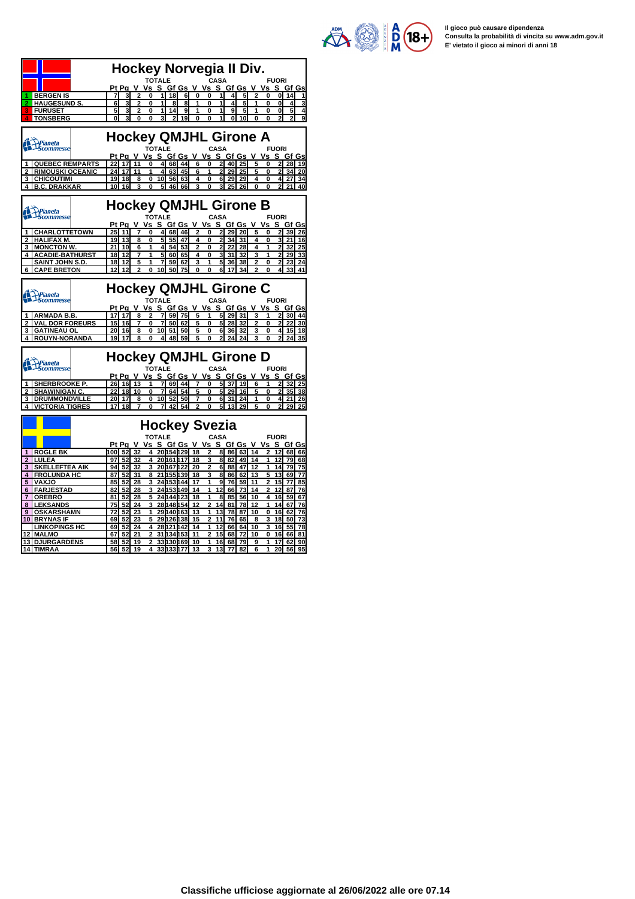Il gioco può causare dipendenza
Consulta la probabilità di vincita su www.adm.gov.it
E' vietato il gioco ai minori di anni 18

## Hockey Norvegia II Div.

| | | TOTALE | | | | | | | CASA | | | | | FUORI | | | | |
|---|---|---|---|---|---|---|---|---|---|---|---|---|---|---|---|---|---|---|
| | | Pt | Pg | V | Vs | S | Gf | Gs | V | Vs | S | Gf | Gs | V | Vs | S | Gf | Gs |
| 1 | BERGEN IS | 7 | 3 | 2 | 0 | 1 | 18 | 6 | 0 | 0 | 1 | 4 | 5 | 2 | 0 | 0 | 14 | 1 |
| 2 | HAUGESUND S. | 6 | 3 | 2 | 0 | 1 | 8 | 8 | 1 | 0 | 1 | 4 | 5 | 1 | 0 | 0 | 4 | 3 |
| 3 | FURUSET | 5 | 3 | 2 | 0 | 1 | 14 | 9 | 1 | 0 | 1 | 9 | 5 | 1 | 0 | 0 | 5 | 4 |
| 4 | TONSBERG | 0 | 3 | 0 | 0 | 3 | 2 | 19 | 0 | 0 | 1 | 0 | 10 | 0 | 0 | 2 | 2 | 9 |

## Hockey QMJHL Girone A

| | | TOTALE | | | | | | | CASA | | | | | FUORI | | | | |
|---|---|---|---|---|---|---|---|---|---|---|---|---|---|---|---|---|---|---|
| | | Pt | Pg | V | Vs | S | Gf | Gs | V | Vs | S | Gf | Gs | V | Vs | S | Gf | Gs |
| 1 | QUEBEC REMPARTS | 22 | 17 | 11 | 0 | 4 | 68 | 44 | 6 | 0 | 2 | 40 | 25 | 5 | 0 | 2 | 28 | 19 |
| 2 | RIMOUSKI OCEANIC | 24 | 17 | 11 | 1 | 4 | 63 | 45 | 6 | 1 | 2 | 29 | 25 | 5 | 0 | 2 | 34 | 20 |
| 3 | CHICOUTIMI | 19 | 18 | 8 | 0 | 10 | 56 | 63 | 4 | 0 | 6 | 29 | 29 | 4 | 0 | 4 | 27 | 34 |
| 4 | B.C. DRAKKAR | 10 | 16 | 3 | 0 | 5 | 46 | 66 | 3 | 0 | 3 | 25 | 26 | 0 | 0 | 2 | 21 | 40 |

## Hockey QMJHL Girone B

| | | TOTALE | | | | | | | CASA | | | | | FUORI | | | | |
|---|---|---|---|---|---|---|---|---|---|---|---|---|---|---|---|---|---|---|
| | | Pt | Pg | V | Vs | S | Gf | Gs | V | Vs | S | Gf | Gs | V | Vs | S | Gf | Gs |
| 1 | CHARLOTTETOWN | 25 | 11 | 7 | 0 | 4 | 68 | 46 | 2 | 0 | 2 | 29 | 20 | 5 | 0 | 2 | 39 | 26 |
| 2 | HALIFAX M. | 19 | 13 | 8 | 0 | 5 | 55 | 47 | 4 | 0 | 2 | 34 | 31 | 4 | 0 | 3 | 21 | 16 |
| 3 | MONCTON W. | 21 | 10 | 6 | 1 | 4 | 54 | 53 | 2 | 0 | 2 | 22 | 28 | 4 | 1 | 2 | 32 | 25 |
| 4 | ACADIE-BATHURST | 18 | 12 | 7 | 1 | 5 | 60 | 65 | 4 | 0 | 3 | 31 | 32 | 3 | 1 | 2 | 29 | 33 |
| | SAINT JOHN S.D. | 18 | 12 | 5 | 1 | 7 | 59 | 62 | 3 | 1 | 5 | 36 | 38 | 2 | 0 | 2 | 23 | 24 |
| 6 | CAPE BRETON | 12 | 12 | 2 | 0 | 10 | 50 | 75 | 0 | 0 | 6 | 17 | 34 | 2 | 0 | 4 | 33 | 41 |

## Hockey QMJHL Girone C

| | | TOTALE | | | | | | | CASA | | | | | FUORI | | | | |
|---|---|---|---|---|---|---|---|---|---|---|---|---|---|---|---|---|---|---|
| | | Pt | Pg | V | Vs | S | Gf | Gs | V | Vs | S | Gf | Gs | V | Vs | S | Gf | Gs |
| 1 | ARMADA B.B. | 17 | 17 | 8 | 2 | 7 | 59 | 75 | 5 | 1 | 5 | 29 | 31 | 3 | 1 | 2 | 30 | 44 |
| 2 | VAL DOR FOREURS | 15 | 16 | 7 | 0 | 7 | 50 | 62 | 5 | 0 | 5 | 28 | 32 | 2 | 0 | 2 | 22 | 30 |
| 3 | GATINEAU OL | 20 | 16 | 8 | 0 | 10 | 51 | 50 | 5 | 0 | 6 | 36 | 32 | 3 | 0 | 4 | 15 | 18 |
| 4 | ROUYN-NORANDA | 19 | 17 | 8 | 0 | 4 | 48 | 59 | 5 | 0 | 2 | 24 | 24 | 3 | 0 | 2 | 24 | 35 |

## Hockey QMJHL Girone D

| | | TOTALE | | | | | | | CASA | | | | | FUORI | | | | |
|---|---|---|---|---|---|---|---|---|---|---|---|---|---|---|---|---|---|---|
| | | Pt | Pg | V | Vs | S | Gf | Gs | V | Vs | S | Gf | Gs | V | Vs | S | Gf | Gs |
| 1 | SHERBROOKE P. | 26 | 16 | 13 | 1 | 7 | 69 | 44 | 7 | 0 | 5 | 37 | 19 | 6 | 1 | 2 | 32 | 25 |
| 2 | SHAWINIGAN C. | 22 | 18 | 10 | 0 | 7 | 64 | 54 | 5 | 0 | 5 | 29 | 16 | 5 | 0 | 2 | 35 | 38 |
| 3 | DRUMMONDVILLE | 20 | 17 | 8 | 0 | 10 | 52 | 50 | 7 | 0 | 6 | 31 | 24 | 1 | 0 | 4 | 21 | 26 |
| 4 | VICTORIA TIGRES | 17 | 18 | 7 | 0 | 7 | 42 | 54 | 2 | 0 | 5 | 13 | 29 | 5 | 0 | 2 | 29 | 25 |

## Hockey Svezia

| | | TOTALE | | | | | | | CASA | | | | | FUORI | | | | |
|---|---|---|---|---|---|---|---|---|---|---|---|---|---|---|---|---|---|---|
| | | Pt | Pg | V | Vs | S | Gf | Gs | V | Vs | S | Gf | Gs | V | Vs | S | Gf | Gs |
| 1 | ROGLE BK | 100 | 52 | 32 | 4 | 20 | 154 | 129 | 18 | 2 | 8 | 86 | 63 | 14 | 2 | 12 | 68 | 66 |
| 2 | LULEA | 97 | 52 | 32 | 4 | 20 | 161 | 117 | 18 | 3 | 8 | 82 | 49 | 14 | 1 | 12 | 79 | 68 |
| 3 | SKELLEFTEA AIK | 94 | 52 | 32 | 3 | 20 | 167 | 122 | 20 | 2 | 6 | 88 | 47 | 12 | 1 | 14 | 79 | 75 |
| 4 | FROLUNDA HC | 87 | 52 | 31 | 8 | 21 | 155 | 139 | 18 | 3 | 8 | 86 | 62 | 13 | 5 | 13 | 69 | 77 |
| 5 | VAXJO | 85 | 52 | 28 | 3 | 24 | 153 | 144 | 17 | 1 | 9 | 76 | 59 | 11 | 2 | 15 | 77 | 85 |
| 6 | FARJESTAD | 82 | 52 | 28 | 3 | 24 | 153 | 149 | 14 | 1 | 12 | 66 | 73 | 14 | 2 | 12 | 87 | 76 |
| 7 | OREBRO | 81 | 52 | 28 | 5 | 24 | 144 | 123 | 18 | 1 | 8 | 85 | 56 | 10 | 4 | 16 | 59 | 67 |
| 8 | LEKSANDS | 75 | 52 | 24 | 3 | 28 | 148 | 154 | 12 | 2 | 14 | 81 | 78 | 12 | 1 | 14 | 67 | 76 |
| 9 | OSKARSHAMN | 72 | 52 | 23 | 1 | 29 | 140 | 163 | 13 | 1 | 13 | 78 | 87 | 10 | 0 | 16 | 62 | 76 |
| 10 | BRYNAS IF | 69 | 52 | 23 | 5 | 29 | 126 | 138 | 15 | 2 | 11 | 76 | 65 | 8 | 3 | 18 | 50 | 73 |
| | LINKOPINGS HC | 69 | 52 | 24 | 4 | 28 | 121 | 142 | 14 | 1 | 12 | 66 | 64 | 10 | 3 | 16 | 55 | 78 |
| 12 | MALMO | 67 | 52 | 21 | 2 | 31 | 134 | 153 | 11 | 2 | 15 | 68 | 72 | 10 | 0 | 16 | 66 | 81 |
| 13 | DJURGARDENS | 58 | 52 | 19 | 2 | 33 | 130 | 169 | 10 | 1 | 16 | 68 | 79 | 9 | 1 | 17 | 62 | 90 |
| 14 | TIMRAA | 56 | 52 | 19 | 4 | 33 | 133 | 177 | 13 | 3 | 13 | 77 | 82 | 6 | 1 | 20 | 56 | 95 |

**Classifiche ufficiose aggiornate al 26/06/2022 alle ore 07.14**